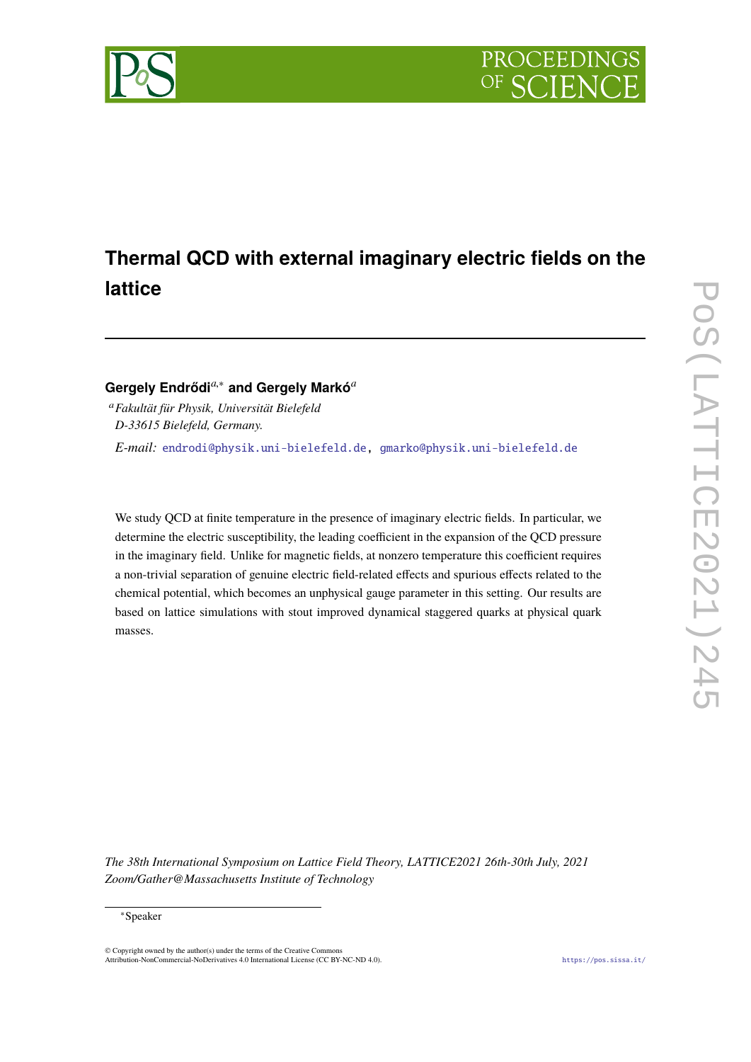# Thermal QCD with external imaginary electric fields on the lattice

**Gergely Endrődi**[a,*] **and Gergely Markó**[a]

[a] *Fakultät für Physik, Universität Bielefeld*
*D-33615 Bielefeld, Germany.*

*E-mail:* endrodi@physik.uni-bielefeld.de, gmarko@physik.uni-bielefeld.de

We study QCD at finite temperature in the presence of imaginary electric fields. In particular, we determine the electric susceptibility, the leading coefficient in the expansion of the QCD pressure in the imaginary field. Unlike for magnetic fields, at nonzero temperature this coefficient requires a non-trivial separation of genuine electric field-related effects and spurious effects related to the chemical potential, which becomes an unphysical gauge parameter in this setting. Our results are based on lattice simulations with stout improved dynamical staggered quarks at physical quark masses.

*The 38th International Symposium on Lattice Field Theory, LATTICE2021 26th-30th July, 2021*
*Zoom/Gather@Massachusetts Institute of Technology*

*Speaker

© Copyright owned by the author(s) under the terms of the Creative Commons Attribution-NonCommercial-NoDerivatives 4.0 International License (CC BY-NC-ND 4.0).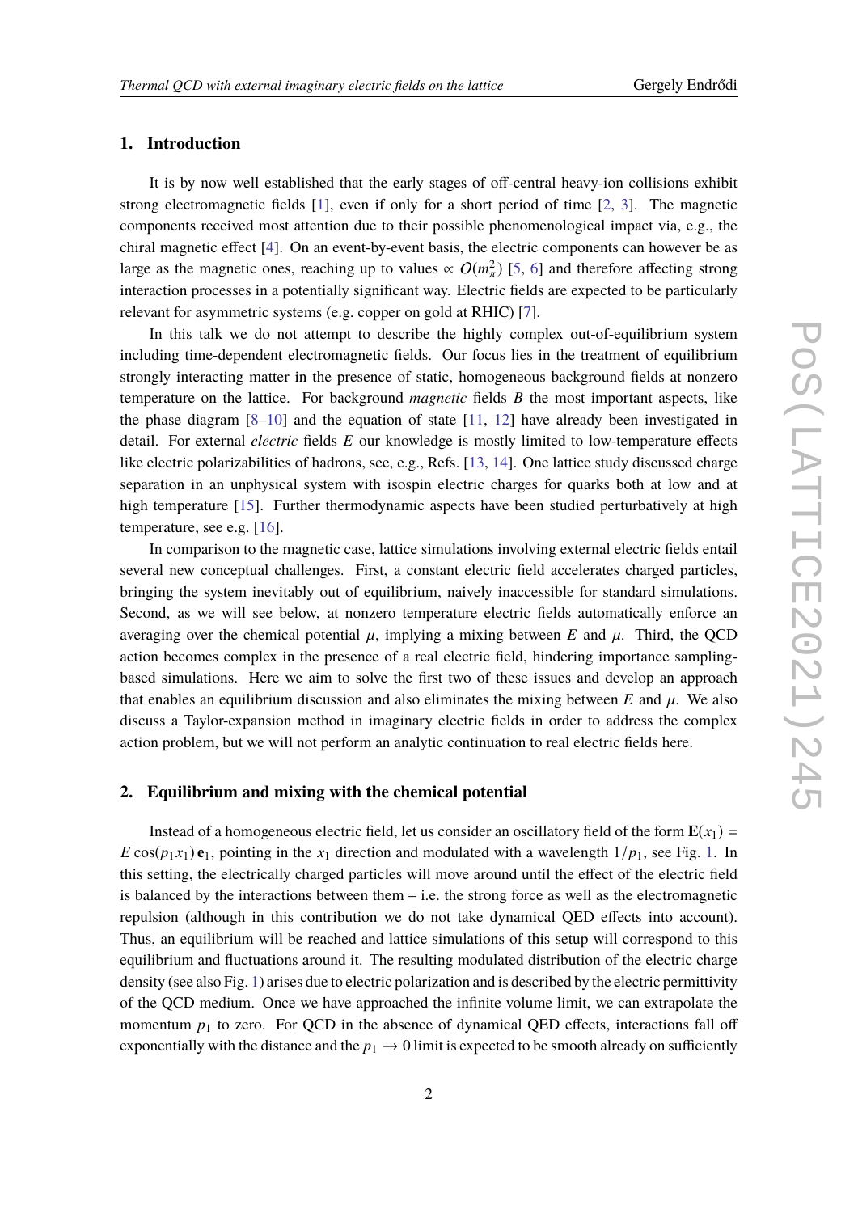## 1. Introduction

It is by now well established that the early stages of off-central heavy-ion collisions exhibit strong electromagnetic fields [1], even if only for a short period of time [2, 3]. The magnetic components received most attention due to their possible phenomenological impact via, e.g., the chiral magnetic effect [4]. On an event-by-event basis, the electric components can however be as large as the magnetic ones, reaching up to values $\propto \mathcal{O}(m_\pi^2)$ [5, 6] and therefore affecting strong interaction processes in a potentially significant way. Electric fields are expected to be particularly relevant for asymmetric systems (e.g. copper on gold at RHIC) [7].

In this talk we do not attempt to describe the highly complex out-of-equilibrium system including time-dependent electromagnetic fields. Our focus lies in the treatment of equilibrium strongly interacting matter in the presence of static, homogeneous background fields at nonzero temperature on the lattice. For background *magnetic* fields $B$ the most important aspects, like the phase diagram [8–10] and the equation of state [11, 12] have already been investigated in detail. For external *electric* fields $E$ our knowledge is mostly limited to low-temperature effects like electric polarizabilities of hadrons, see, e.g., Refs. [13, 14]. One lattice study discussed charge separation in an unphysical system with isospin electric charges for quarks both at low and at high temperature [15]. Further thermodynamic aspects have been studied perturbatively at high temperature, see e.g. [16].

In comparison to the magnetic case, lattice simulations involving external electric fields entail several new conceptual challenges. First, a constant electric field accelerates charged particles, bringing the system inevitably out of equilibrium, naively inaccessible for standard simulations. Second, as we will see below, at nonzero temperature electric fields automatically enforce an averaging over the chemical potential $\mu$, implying a mixing between $E$ and $\mu$. Third, the QCD action becomes complex in the presence of a real electric field, hindering importance sampling-based simulations. Here we aim to solve the first two of these issues and develop an approach that enables an equilibrium discussion and also eliminates the mixing between $E$ and $\mu$. We also discuss a Taylor-expansion method in imaginary electric fields in order to address the complex action problem, but we will not perform an analytic continuation to real electric fields here.

## 2. Equilibrium and mixing with the chemical potential

Instead of a homogeneous electric field, let us consider an oscillatory field of the form $\mathbf{E}(x_1) = E\cos(p_1 x_1)\,\mathbf{e}_1$, pointing in the $x_1$ direction and modulated with a wavelength $1/p_1$, see Fig. 1. In this setting, the electrically charged particles will move around until the effect of the electric field is balanced by the interactions between them – i.e. the strong force as well as the electromagnetic repulsion (although in this contribution we do not take dynamical QED effects into account). Thus, an equilibrium will be reached and lattice simulations of this setup will correspond to this equilibrium and fluctuations around it. The resulting modulated distribution of the electric charge density (see also Fig. 1) arises due to electric polarization and is described by the electric permittivity of the QCD medium. Once we have approached the infinite volume limit, we can extrapolate the momentum $p_1$ to zero. For QCD in the absence of dynamical QED effects, interactions fall off exponentially with the distance and the $p_1 \to 0$ limit is expected to be smooth already on sufficiently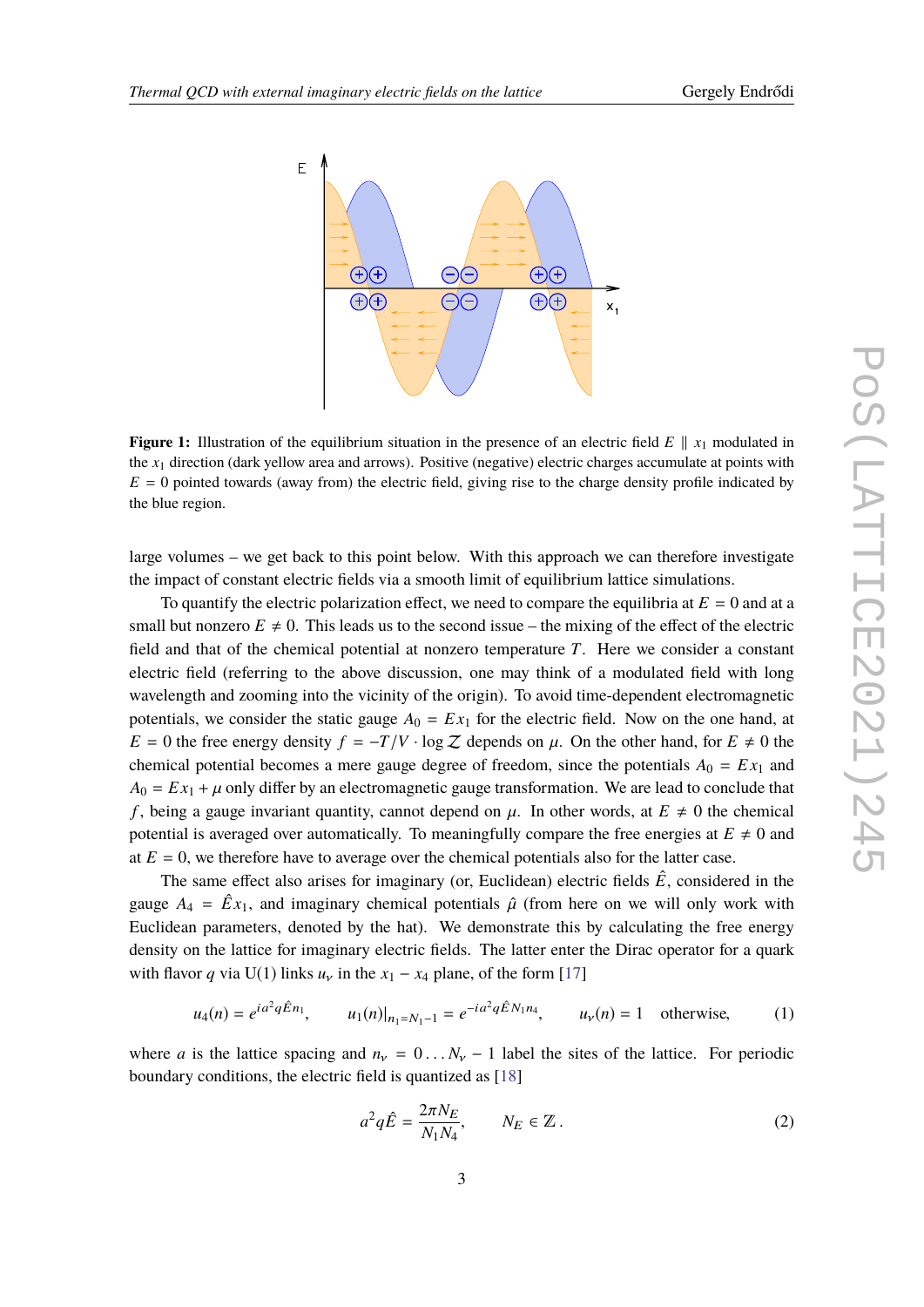**Figure 1:** Illustration of the equilibrium situation in the presence of an electric field $E \parallel x_1$ modulated in the $x_1$ direction (dark yellow area and arrows). Positive (negative) electric charges accumulate at points with $E = 0$ pointed towards (away from) the electric field, giving rise to the charge density profile indicated by the blue region.

large volumes – we get back to this point below. With this approach we can therefore investigate the impact of constant electric fields via a smooth limit of equilibrium lattice simulations.

To quantify the electric polarization effect, we need to compare the equilibria at $E = 0$ and at a small but nonzero $E \neq 0$. This leads us to the second issue – the mixing of the effect of the electric field and that of the chemical potential at nonzero temperature $T$. Here we consider a constant electric field (referring to the above discussion, one may think of a modulated field with long wavelength and zooming into the vicinity of the origin). To avoid time-dependent electromagnetic potentials, we consider the static gauge $A_0 = Ex_1$ for the electric field. Now on the one hand, at $E = 0$ the free energy density $f = -T/V \cdot \log \mathcal{Z}$ depends on $\mu$. On the other hand, for $E \neq 0$ the chemical potential becomes a mere gauge degree of freedom, since the potentials $A_0 = Ex_1$ and $A_0 = Ex_1 + \mu$ only differ by an electromagnetic gauge transformation. We are lead to conclude that $f$, being a gauge invariant quantity, cannot depend on $\mu$. In other words, at $E \neq 0$ the chemical potential is averaged over automatically. To meaningfully compare the free energies at $E \neq 0$ and at $E = 0$, we therefore have to average over the chemical potentials also for the latter case.

The same effect also arises for imaginary (or, Euclidean) electric fields $\hat{E}$, considered in the gauge $A_4 = \hat{E}x_1$, and imaginary chemical potentials $\hat{\mu}$ (from here on we will only work with Euclidean parameters, denoted by the hat). We demonstrate this by calculating the free energy density on the lattice for imaginary electric fields. The latter enter the Dirac operator for a quark with flavor $q$ via U(1) links $u_\nu$ in the $x_1 - x_4$ plane, of the form [17]

$$u_4(n) = e^{ia^2 q\hat{E} n_1}, \qquad u_1(n)|_{n_1=N_1-1} = e^{-ia^2 q\hat{E} N_1 n_4}, \qquad u_\nu(n) = 1 \quad \text{otherwise}, \tag{1}$$

where $a$ is the lattice spacing and $n_\nu = 0 \dots N_\nu - 1$ label the sites of the lattice. For periodic boundary conditions, the electric field is quantized as [18]

$$a^2 q\hat{E} = \frac{2\pi N_E}{N_1 N_4}, \qquad N_E \in \mathbb{Z}\,. \tag{2}$$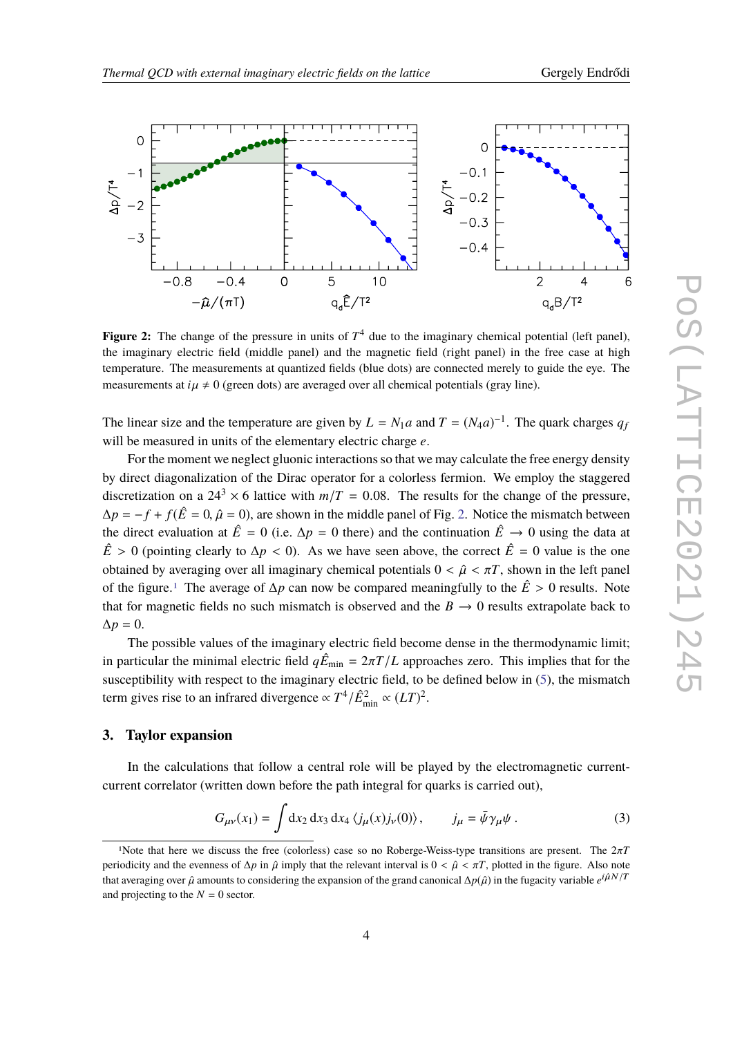**Figure 2:** The change of the pressure in units of $T^4$ due to the imaginary chemical potential (left panel), the imaginary electric field (middle panel) and the magnetic field (right panel) in the free case at high temperature. The measurements at quantized fields (blue dots) are connected merely to guide the eye. The measurements at $i\mu \neq 0$ (green dots) are averaged over all chemical potentials (gray line).

The linear size and the temperature are given by $L = N_1 a$ and $T = (N_4 a)^{-1}$. The quark charges $q_f$ will be measured in units of the elementary electric charge $e$.

For the moment we neglect gluonic interactions so that we may calculate the free energy density by direct diagonalization of the Dirac operator for a colorless fermion. We employ the staggered discretization on a $24^3 \times 6$ lattice with $m/T = 0.08$. The results for the change of the pressure, $\Delta p = -f + f(\hat{E} = 0, \hat{\mu} = 0)$, are shown in the middle panel of Fig. 2. Notice the mismatch between the direct evaluation at $\hat{E} = 0$ (i.e. $\Delta p = 0$ there) and the continuation $\hat{E} \to 0$ using the data at $\hat{E} > 0$ (pointing clearly to $\Delta p < 0$). As we have seen above, the correct $\hat{E} = 0$ value is the one obtained by averaging over all imaginary chemical potentials $0 < \hat{\mu} < \pi T$, shown in the left panel of the figure.[1] The average of $\Delta p$ can now be compared meaningfully to the $\hat{E} > 0$ results. Note that for magnetic fields no such mismatch is observed and the $B \to 0$ results extrapolate back to $\Delta p = 0$.

The possible values of the imaginary electric field become dense in the thermodynamic limit; in particular the minimal electric field $q\hat{E}_{\rm min} = 2\pi T/L$ approaches zero. This implies that for the susceptibility with respect to the imaginary electric field, to be defined below in (5), the mismatch term gives rise to an infrared divergence $\propto T^4/\hat{E}^2_{\rm min} \propto (LT)^2$.

## 3. Taylor expansion

In the calculations that follow a central role will be played by the electromagnetic current-current correlator (written down before the path integral for quarks is carried out),

$$G_{\mu\nu}(x_1) = \int \mathrm{d}x_2\, \mathrm{d}x_3\, \mathrm{d}x_4\, \langle j_\mu(x) j_\nu(0) \rangle\,, \qquad j_\mu = \bar{\psi}\gamma_\mu\psi\,. \tag{3}$$

[1] Note that here we discuss the free (colorless) case so no Roberge-Weiss-type transitions are present. The $2\pi T$ periodicity and the evenness of $\Delta p$ in $\hat{\mu}$ imply that the relevant interval is $0 < \hat{\mu} < \pi T$, plotted in the figure. Also note that averaging over $\hat{\mu}$ amounts to considering the expansion of the grand canonical $\Delta p(\hat{\mu})$ in the fugacity variable $e^{i\hat{\mu}N/T}$ and projecting to the $N = 0$ sector.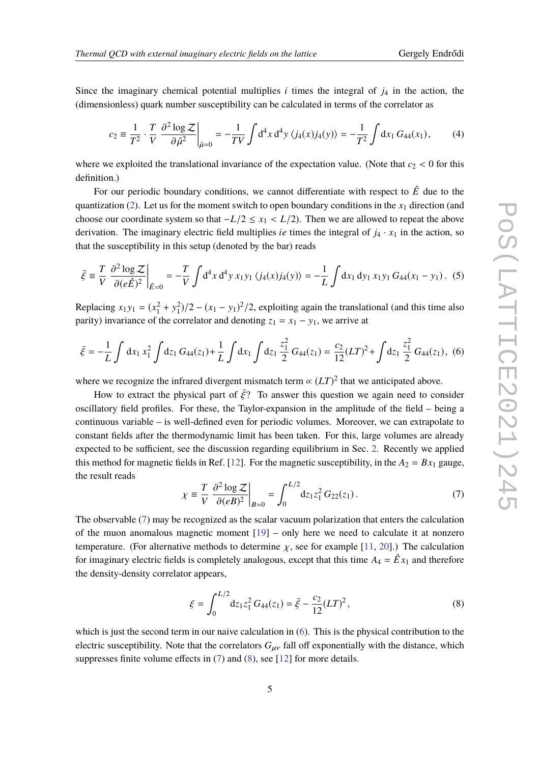Since the imaginary chemical potential multiplies $i$ times the integral of $j_4$ in the action, the (dimensionless) quark number susceptibility can be calculated in terms of the correlator as

$$c_2 \equiv \frac{1}{T^2} \cdot \frac{T}{V} \left.\frac{\partial^2 \log \mathcal{Z}}{\partial \hat{\mu}^2}\right|_{\hat{\mu}=0} = -\frac{1}{TV} \int \mathrm{d}^4 x\, \mathrm{d}^4 y\, \langle j_4(x) j_4(y) \rangle = -\frac{1}{T^2} \int \mathrm{d}x_1\, G_{44}(x_1), \tag{4}$$

where we exploited the translational invariance of the expectation value. (Note that $c_2 < 0$ for this definition.)

For our periodic boundary conditions, we cannot differentiate with respect to $\hat{E}$ due to the quantization (2). Let us for the moment switch to open boundary conditions in the $x_1$ direction (and choose our coordinate system so that $-L/2 \le x_1 < L/2$). Then we are allowed to repeat the above derivation. The imaginary electric field multiplies $ie$ times the integral of $j_4 \cdot x_1$ in the action, so that the susceptibility in this setup (denoted by the bar) reads

$$\bar{\xi} \equiv \frac{T}{V} \left.\frac{\partial^2 \log \mathcal{Z}}{\partial (e\hat{E})^2}\right|_{\hat{E}=0} = -\frac{T}{V} \int \mathrm{d}^4 x\, \mathrm{d}^4 y\, x_1 y_1 \langle j_4(x) j_4(y) \rangle = -\frac{1}{L} \int \mathrm{d}x_1\, \mathrm{d}y_1\, x_1 y_1\, G_{44}(x_1 - y_1). \tag{5}$$

Replacing $x_1 y_1 = (x_1^2 + y_1^2)/2 - (x_1 - y_1)^2/2$, exploiting again the translational (and this time also parity) invariance of the correlator and denoting $z_1 = x_1 - y_1$, we arrive at

$$\bar{\xi} = -\frac{1}{L} \int \mathrm{d}x_1\, x_1^2 \int \mathrm{d}z_1\, G_{44}(z_1) + \frac{1}{L} \int \mathrm{d}x_1 \int \mathrm{d}z_1\, \frac{z_1^2}{2}\, G_{44}(z_1) = \frac{c_2}{12}(LT)^2 + \int \mathrm{d}z_1\, \frac{z_1^2}{2}\, G_{44}(z_1), \tag{6}$$

where we recognize the infrared divergent mismatch term $\propto (LT)^2$ that we anticipated above.

How to extract the physical part of $\bar{\xi}$? To answer this question we again need to consider oscillatory field profiles. For these, the Taylor-expansion in the amplitude of the field – being a continuous variable – is well-defined even for periodic volumes. Moreover, we can extrapolate to constant fields after the thermodynamic limit has been taken. For this, large volumes are already expected to be sufficient, see the discussion regarding equilibrium in Sec. 2. Recently we applied this method for magnetic fields in Ref. [12]. For the magnetic susceptibility, in the $A_2 = Bx_1$ gauge, the result reads

$$\chi \equiv \frac{T}{V} \left.\frac{\partial^2 \log \mathcal{Z}}{\partial (eB)^2}\right|_{B=0} = \int_0^{L/2} \mathrm{d}z_1 z_1^2\, G_{22}(z_1). \tag{7}$$

The observable (7) may be recognized as the scalar vacuum polarization that enters the calculation of the muon anomalous magnetic moment [19] – only here we need to calculate it at nonzero temperature. (For alternative methods to determine $\chi$, see for example [11, 20].) The calculation for imaginary electric fields is completely analogous, except that this time $A_4 = \hat{E} x_1$ and therefore the density-density correlator appears,

$$\xi = \int_0^{L/2} \mathrm{d}z_1 z_1^2\, G_{44}(z_1) = \bar{\xi} - \frac{c_2}{12}(LT)^2, \tag{8}$$

which is just the second term in our naive calculation in (6). This is the physical contribution to the electric susceptibility. Note that the correlators $G_{\mu\nu}$ fall off exponentially with the distance, which suppresses finite volume effects in (7) and (8), see [12] for more details.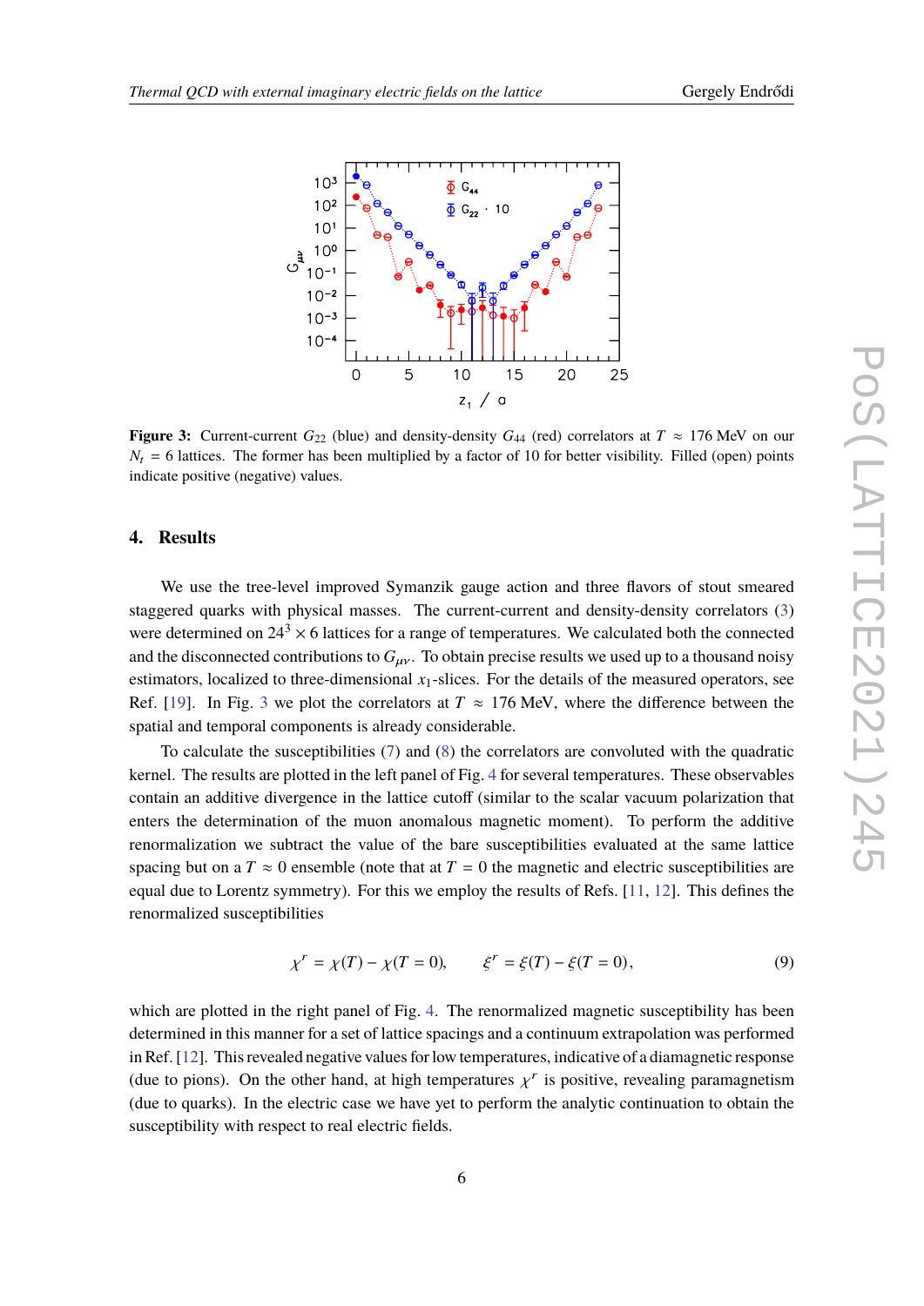**Figure 3:** Current-current $G_{22}$ (blue) and density-density $G_{44}$ (red) correlators at $T \approx 176$ MeV on our $N_t = 6$ lattices. The former has been multiplied by a factor of 10 for better visibility. Filled (open) points indicate positive (negative) values.

## 4. Results

We use the tree-level improved Symanzik gauge action and three flavors of stout smeared staggered quarks with physical masses. The current-current and density-density correlators (3) were determined on $24^3 \times 6$ lattices for a range of temperatures. We calculated both the connected and the disconnected contributions to $G_{\mu\nu}$. To obtain precise results we used up to a thousand noisy estimators, localized to three-dimensional $x_1$-slices. For the details of the measured operators, see Ref. [19]. In Fig. 3 we plot the correlators at $T \approx 176$ MeV, where the difference between the spatial and temporal components is already considerable.

To calculate the susceptibilities (7) and (8) the correlators are convoluted with the quadratic kernel. The results are plotted in the left panel of Fig. 4 for several temperatures. These observables contain an additive divergence in the lattice cutoff (similar to the scalar vacuum polarization that enters the determination of the muon anomalous magnetic moment). To perform the additive renormalization we subtract the value of the bare susceptibilities evaluated at the same lattice spacing but on a $T \approx 0$ ensemble (note that at $T = 0$ the magnetic and electric susceptibilities are equal due to Lorentz symmetry). For this we employ the results of Refs. [11, 12]. This defines the renormalized susceptibilities

$$\chi^r = \chi(T) - \chi(T = 0), \qquad \xi^r = \xi(T) - \xi(T = 0), \tag{9}$$

which are plotted in the right panel of Fig. 4. The renormalized magnetic susceptibility has been determined in this manner for a set of lattice spacings and a continuum extrapolation was performed in Ref. [12]. This revealed negative values for low temperatures, indicative of a diamagnetic response (due to pions). On the other hand, at high temperatures $\chi^r$ is positive, revealing paramagnetism (due to quarks). In the electric case we have yet to perform the analytic continuation to obtain the susceptibility with respect to real electric fields.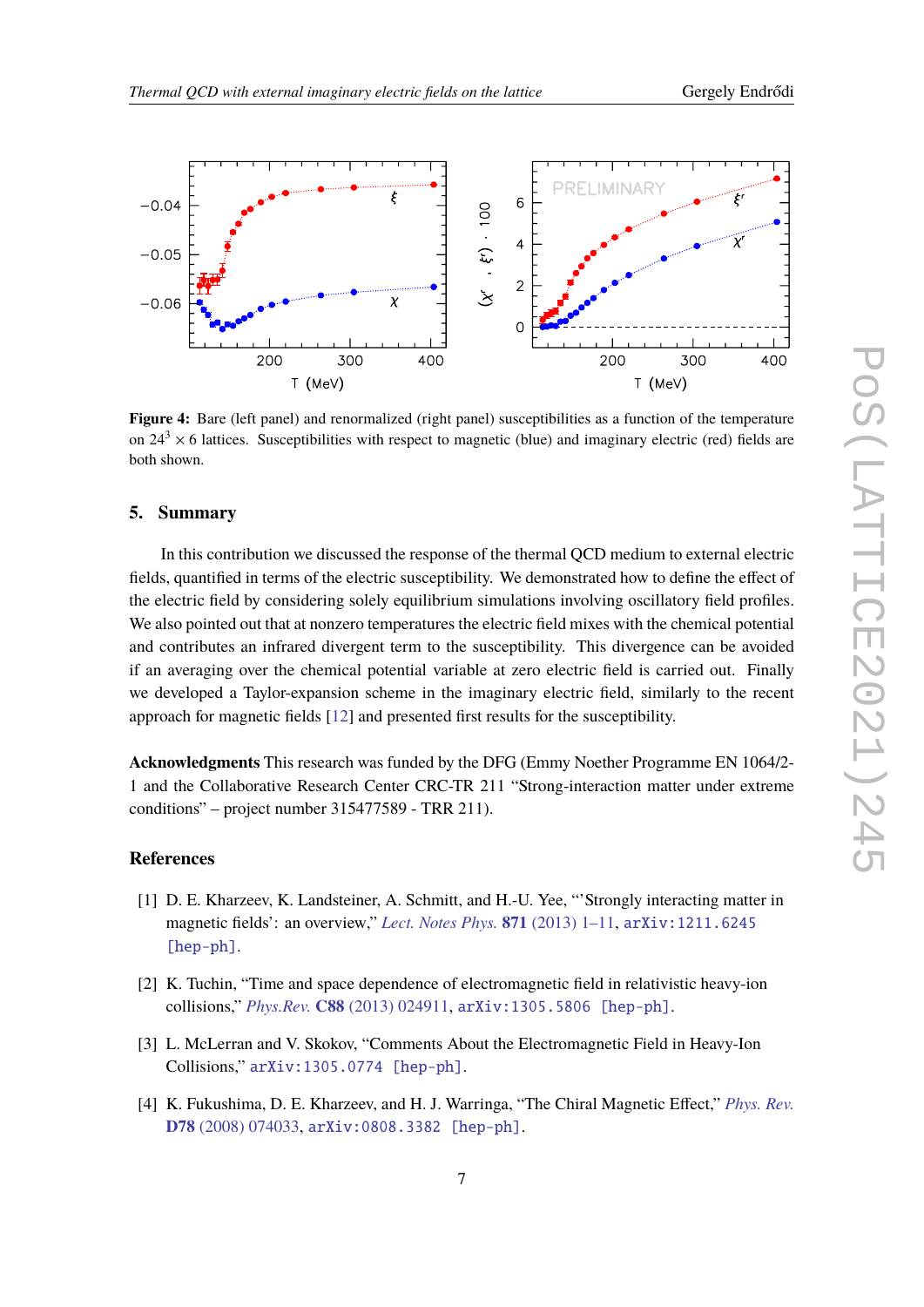**Figure 4:** Bare (left panel) and renormalized (right panel) susceptibilities as a function of the temperature on $24^3 \times 6$ lattices. Susceptibilities with respect to magnetic (blue) and imaginary electric (red) fields are both shown.

## 5. Summary

In this contribution we discussed the response of the thermal QCD medium to external electric fields, quantified in terms of the electric susceptibility. We demonstrated how to define the effect of the electric field by considering solely equilibrium simulations involving oscillatory field profiles. We also pointed out that at nonzero temperatures the electric field mixes with the chemical potential and contributes an infrared divergent term to the susceptibility. This divergence can be avoided if an averaging over the chemical potential variable at zero electric field is carried out. Finally we developed a Taylor-expansion scheme in the imaginary electric field, similarly to the recent approach for magnetic fields [12] and presented first results for the susceptibility.

**Acknowledgments** This research was funded by the DFG (Emmy Noether Programme EN 1064/2-1 and the Collaborative Research Center CRC-TR 211 "Strong-interaction matter under extreme conditions" – project number 315477589 - TRR 211).

## References

[1] D. E. Kharzeev, K. Landsteiner, A. Schmitt, and H.-U. Yee, "'Strongly interacting matter in magnetic fields': an overview," *Lect. Notes Phys.* **871** (2013) 1–11, arXiv:1211.6245 [hep-ph].

[2] K. Tuchin, "Time and space dependence of electromagnetic field in relativistic heavy-ion collisions," *Phys.Rev.* **C88** (2013) 024911, arXiv:1305.5806 [hep-ph].

[3] L. McLerran and V. Skokov, "Comments About the Electromagnetic Field in Heavy-Ion Collisions," arXiv:1305.0774 [hep-ph].

[4] K. Fukushima, D. E. Kharzeev, and H. J. Warringa, "The Chiral Magnetic Effect," *Phys. Rev.* **D78** (2008) 074033, arXiv:0808.3382 [hep-ph].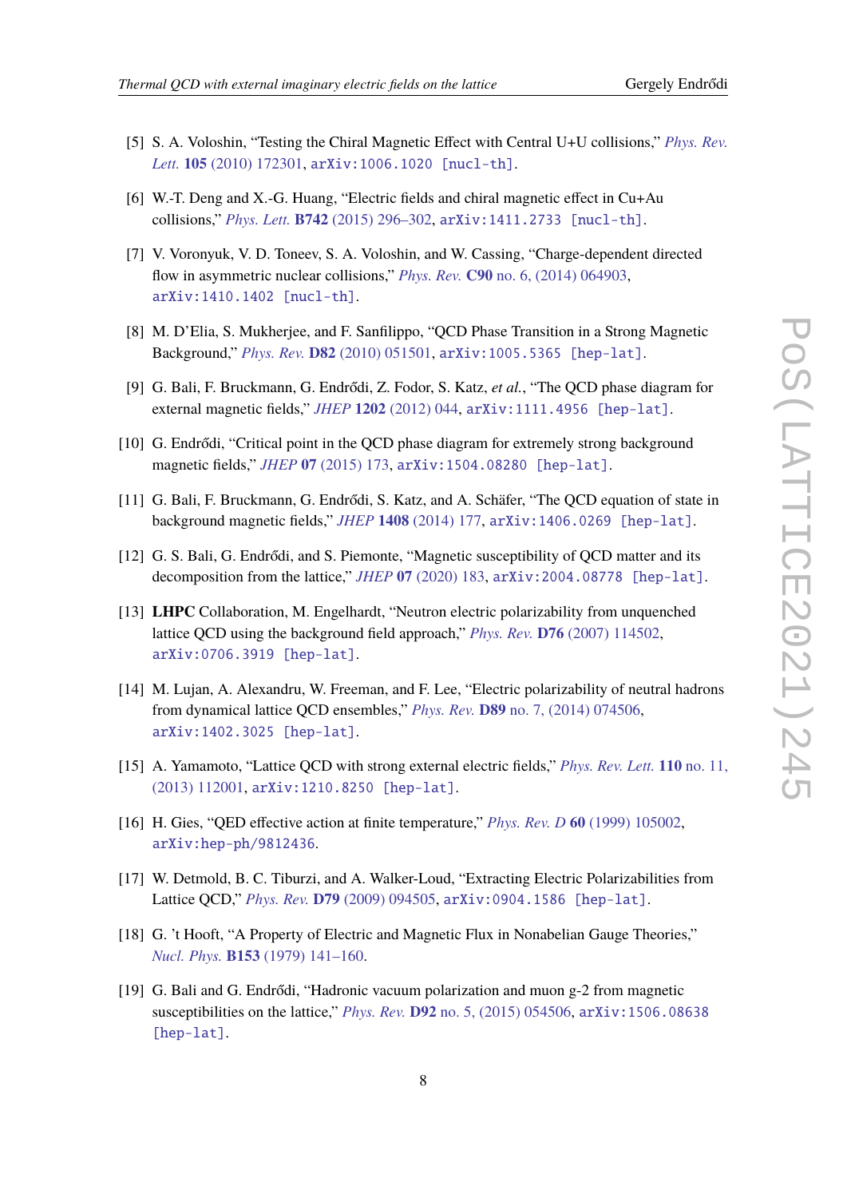[5] S. A. Voloshin, "Testing the Chiral Magnetic Effect with Central U+U collisions," *Phys. Rev. Lett.* **105** (2010) 172301, arXiv:1006.1020 [nucl-th].

[6] W.-T. Deng and X.-G. Huang, "Electric fields and chiral magnetic effect in Cu+Au collisions," *Phys. Lett.* **B742** (2015) 296–302, arXiv:1411.2733 [nucl-th].

[7] V. Voronyuk, V. D. Toneev, S. A. Voloshin, and W. Cassing, "Charge-dependent directed flow in asymmetric nuclear collisions," *Phys. Rev.* **C90** no. 6, (2014) 064903, arXiv:1410.1402 [nucl-th].

[8] M. D'Elia, S. Mukherjee, and F. Sanfilippo, "QCD Phase Transition in a Strong Magnetic Background," *Phys. Rev.* **D82** (2010) 051501, arXiv:1005.5365 [hep-lat].

[9] G. Bali, F. Bruckmann, G. Endrődi, Z. Fodor, S. Katz, *et al.*, "The QCD phase diagram for external magnetic fields," *JHEP* **1202** (2012) 044, arXiv:1111.4956 [hep-lat].

[10] G. Endrődi, "Critical point in the QCD phase diagram for extremely strong background magnetic fields," *JHEP* **07** (2015) 173, arXiv:1504.08280 [hep-lat].

[11] G. Bali, F. Bruckmann, G. Endrődi, S. Katz, and A. Schäfer, "The QCD equation of state in background magnetic fields," *JHEP* **1408** (2014) 177, arXiv:1406.0269 [hep-lat].

[12] G. S. Bali, G. Endrődi, and S. Piemonte, "Magnetic susceptibility of QCD matter and its decomposition from the lattice," *JHEP* **07** (2020) 183, arXiv:2004.08778 [hep-lat].

[13] **LHPC** Collaboration, M. Engelhardt, "Neutron electric polarizability from unquenched lattice QCD using the background field approach," *Phys. Rev.* **D76** (2007) 114502, arXiv:0706.3919 [hep-lat].

[14] M. Lujan, A. Alexandru, W. Freeman, and F. Lee, "Electric polarizability of neutral hadrons from dynamical lattice QCD ensembles," *Phys. Rev.* **D89** no. 7, (2014) 074506, arXiv:1402.3025 [hep-lat].

[15] A. Yamamoto, "Lattice QCD with strong external electric fields," *Phys. Rev. Lett.* **110** no. 11, (2013) 112001, arXiv:1210.8250 [hep-lat].

[16] H. Gies, "QED effective action at finite temperature," *Phys. Rev. D* **60** (1999) 105002, arXiv:hep-ph/9812436.

[17] W. Detmold, B. C. Tiburzi, and A. Walker-Loud, "Extracting Electric Polarizabilities from Lattice QCD," *Phys. Rev.* **D79** (2009) 094505, arXiv:0904.1586 [hep-lat].

[18] G. 't Hooft, "A Property of Electric and Magnetic Flux in Nonabelian Gauge Theories," *Nucl. Phys.* **B153** (1979) 141–160.

[19] G. Bali and G. Endrődi, "Hadronic vacuum polarization and muon g-2 from magnetic susceptibilities on the lattice," *Phys. Rev.* **D92** no. 5, (2015) 054506, arXiv:1506.08638 [hep-lat].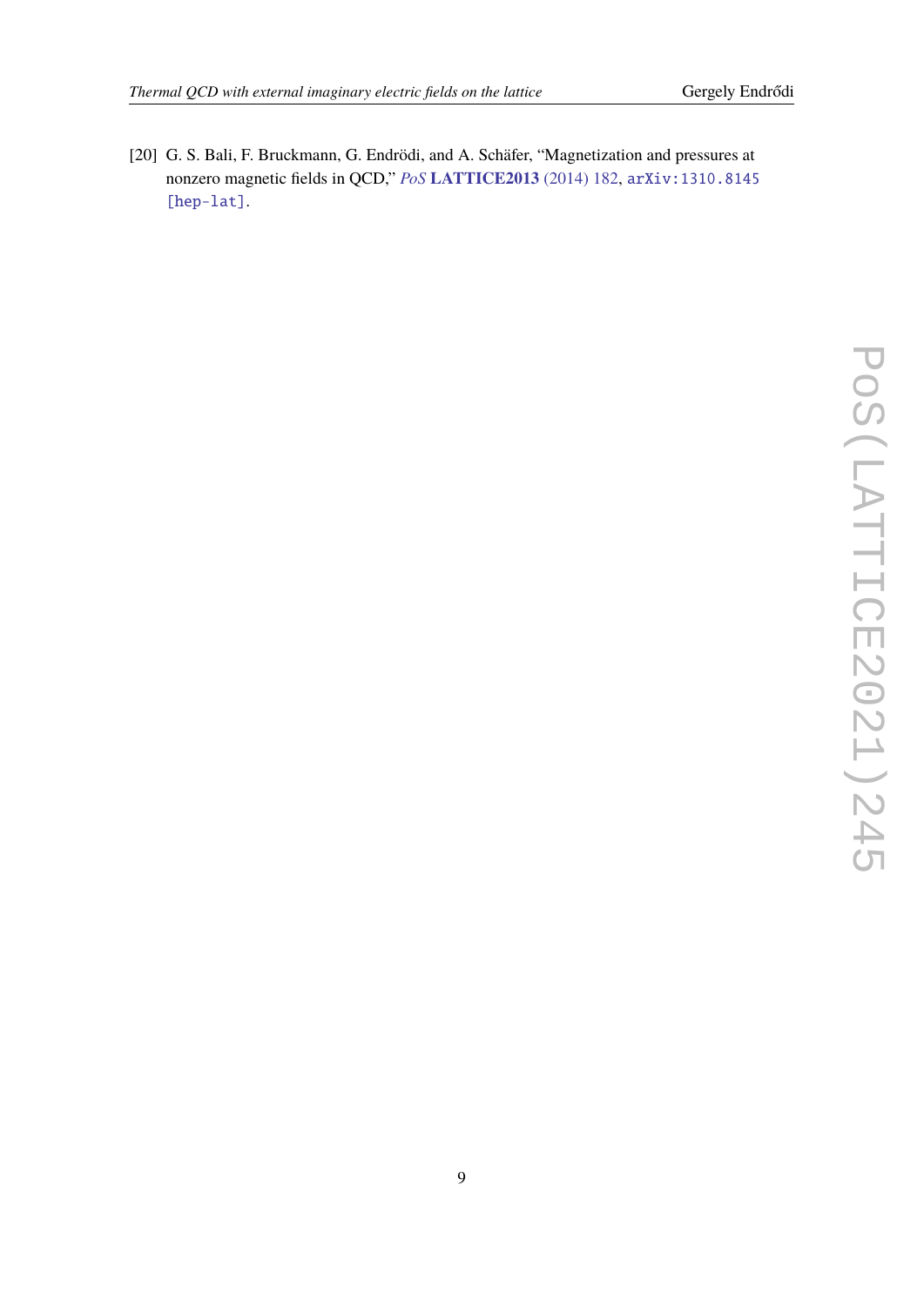[20] G. S. Bali, F. Bruckmann, G. Endrődi, and A. Schäfer, "Magnetization and pressures at nonzero magnetic fields in QCD," *PoS* **LATTICE2013** (2014) 182, arXiv:1310.8145 [hep-lat].